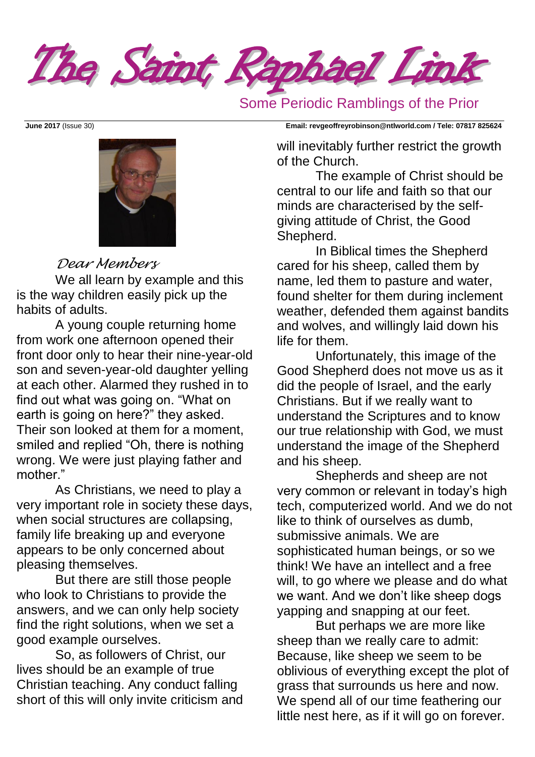# The Saint Raphael Link

Some Periodic Ramblings of the Prior

**June 2017** (Issue 30) **Email: revgeoffreyrobinson@ntlworld.com / Tele: 07817 825624**

*Dear Members*

We all learn by example and this is the way children easily pick up the habits of adults.

A young couple returning home from work one afternoon opened their front door only to hear their nine-year-old son and seven-year-old daughter yelling at each other. Alarmed they rushed in to find out what was going on. "What on earth is going on here?" they asked. Their son looked at them for a moment, smiled and replied "Oh, there is nothing wrong. We were just playing father and mother."

As Christians, we need to play a very important role in society these days, when social structures are collapsing, family life breaking up and everyone appears to be only concerned about pleasing themselves.

But there are still those people who look to Christians to provide the answers, and we can only help society find the right solutions, when we set a good example ourselves.

So, as followers of Christ, our lives should be an example of true Christian teaching. Any conduct falling short of this will only invite criticism and will inevitably further restrict the growth of the Church.

The example of Christ should be central to our life and faith so that our minds are characterised by the self-giving attitude of Christ, the Good Shepherd.

In Biblical times the Shepherd cared for his sheep, called them by name, led them to pasture and water, found shelter for them during inclement weather, defended them against bandits and wolves, and willingly laid down his life for them.

Unfortunately, this image of the Good Shepherd does not move us as it did the people of Israel, and the early Christians. But if we really want to understand the Scriptures and to know our true relationship with God, we must understand the image of the Shepherd and his sheep.

Shepherds and sheep are not very common or relevant in today's high tech, computerized world. And we do not like to think of ourselves as dumb, submissive animals. We are sophisticated human beings, or so we think! We have an intellect and a free will, to go where we please and do what we want. And we don't like sheep dogs yapping and snapping at our feet.

But perhaps we are more like sheep than we really care to admit: Because, like sheep we seem to be oblivious of everything except the plot of grass that surrounds us here and now. We spend all of our time feathering our little nest here, as if it will go on forever.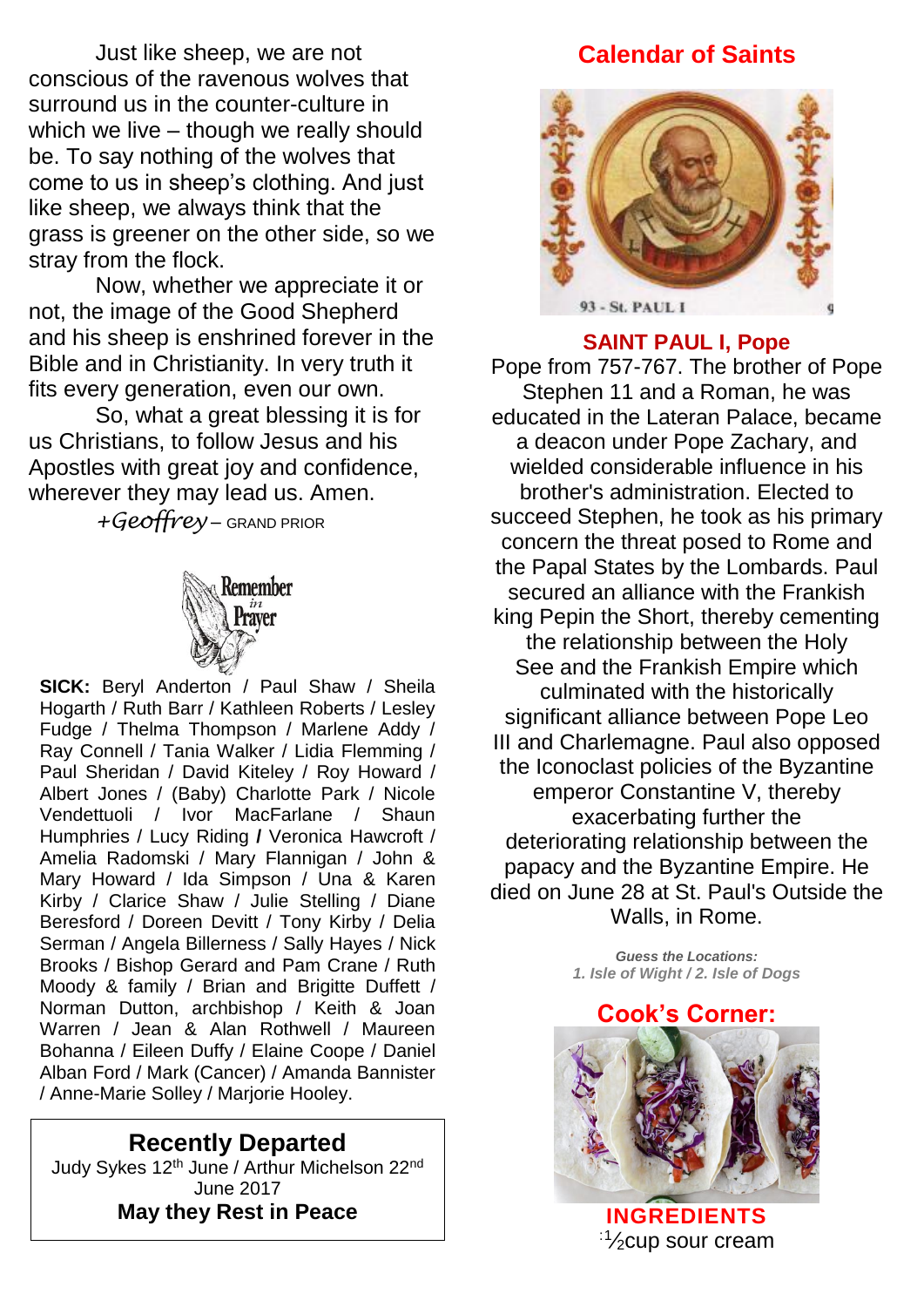Just like sheep, we are not conscious of the ravenous wolves that surround us in the counter-culture in which we live – though we really should be. To say nothing of the wolves that come to us in sheep's clothing. And just like sheep, we always think that the grass is greener on the other side, so we stray from the flock.

Now, whether we appreciate it or not, the image of the Good Shepherd and his sheep is enshrined forever in the Bible and in Christianity. In very truth it fits every generation, even our own.

So, what a great blessing it is for us Christians, to follow Jesus and his Apostles with great joy and confidence, wherever they may lead us. Amen.

*+Geoffrey* – GRAND PRIOR

Remember in Prayer

**SICK:** Beryl Anderton / Paul Shaw / Sheila Hogarth / Ruth Barr / Kathleen Roberts / Lesley Fudge / Thelma Thompson / Marlene Addy / Ray Connell / Tania Walker / Lidia Flemming / Paul Sheridan / David Kiteley / Roy Howard / Albert Jones / (Baby) Charlotte Park / Nicole Vendettuoli / Ivor MacFarlane / Shaun Humphries / Lucy Riding **/** Veronica Hawcroft / Amelia Radomski / Mary Flannigan / John & Mary Howard / Ida Simpson / Una & Karen Kirby / Clarice Shaw / Julie Stelling / Diane Beresford / Doreen Devitt / Tony Kirby / Delia Serman / Angela Billerness / Sally Hayes / Nick Brooks / Bishop Gerard and Pam Crane / Ruth Moody & family / Brian and Brigitte Duffett / Norman Dutton, archbishop / Keith & Joan Warren / Jean & Alan Rothwell / Maureen Bohanna / Eileen Duffy / Elaine Coope / Daniel Alban Ford / Mark (Cancer) / Amanda Bannister / Anne-Marie Solley / Marjorie Hooley.

## Recently Departed

Judy Sykes 12th June / Arthur Michelson 22nd June 2017

**May they Rest in Peace**

## Calendar of Saints

93 - St. PAUL I

### SAINT PAUL I, Pope

Pope from 757-767. The brother of Pope Stephen 11 and a Roman, he was educated in the Lateran Palace, became a deacon under Pope Zachary, and wielded considerable influence in his brother's administration. Elected to succeed Stephen, he took as his primary concern the threat posed to Rome and the Papal States by the Lombards. Paul secured an alliance with the Frankish king Pepin the Short, thereby cementing the relationship between the Holy See and the Frankish Empire which culminated with the historically significant alliance between Pope Leo III and Charlemagne. Paul also opposed the Iconoclast policies of the Byzantine emperor Constantine V, thereby exacerbating further the deteriorating relationship between the papacy and the Byzantine Empire. He died on June 28 at St. Paul's Outside the Walls, in Rome.

***Guess the Locations:***
*1. Isle of Wight / 2. Isle of Dogs*

## Cook's Corner:

### INGREDIENTS

:½cup sour cream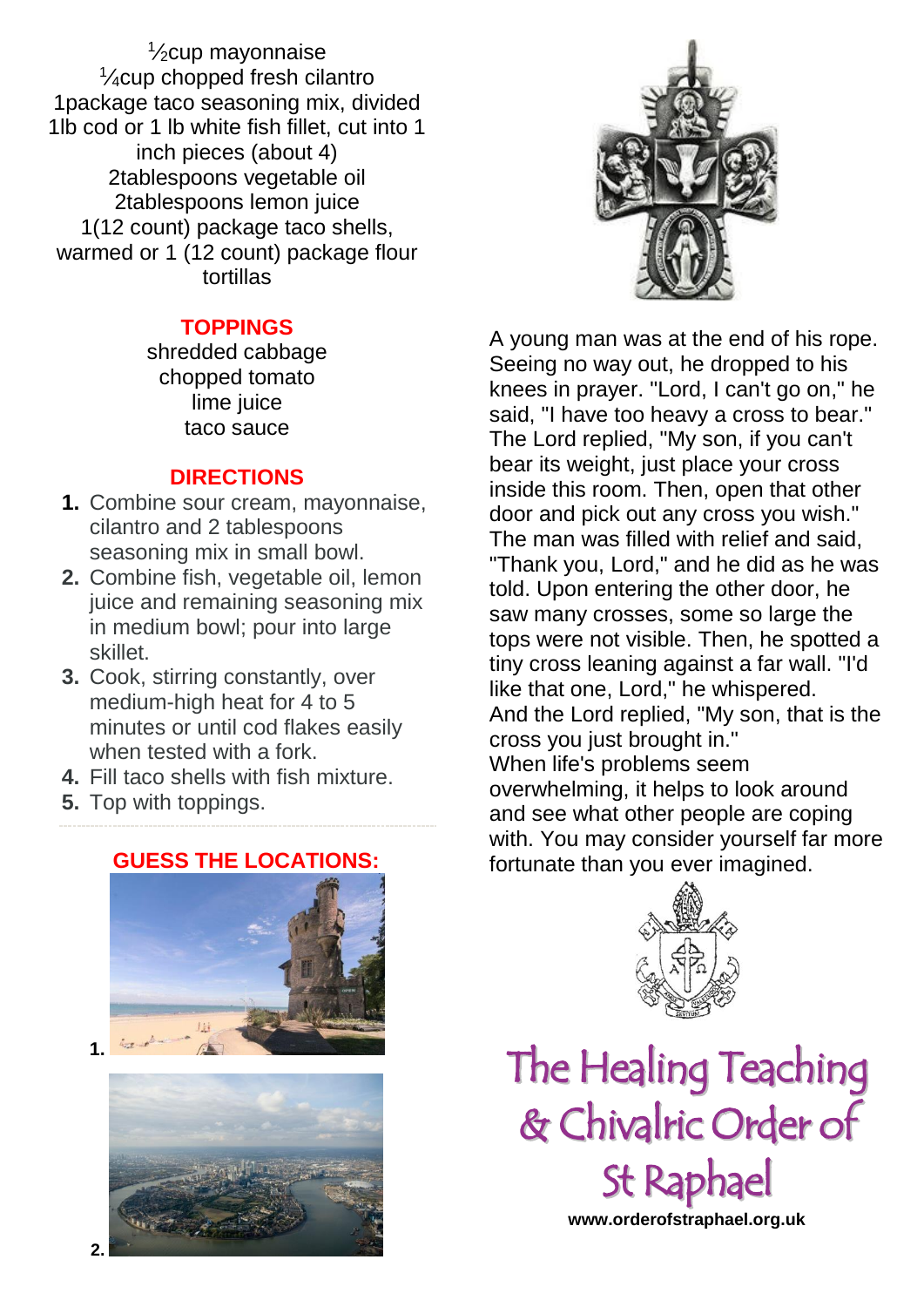½cup mayonnaise
¼cup chopped fresh cilantro
1package taco seasoning mix, divided
1lb cod or 1 lb white fish fillet, cut into 1 inch pieces (about 4)
2tablespoons vegetable oil
2tablespoons lemon juice
1(12 count) package taco shells, warmed or 1 (12 count) package flour tortillas

## TOPPINGS

shredded cabbage
chopped tomato
lime juice
taco sauce

## DIRECTIONS

1. Combine sour cream, mayonnaise, cilantro and 2 tablespoons seasoning mix in small bowl.
2. Combine fish, vegetable oil, lemon juice and remaining seasoning mix in medium bowl; pour into large skillet.
3. Cook, stirring constantly, over medium-high heat for 4 to 5 minutes or until cod flakes easily when tested with a fork.
4. Fill taco shells with fish mixture.
5. Top with toppings.

## GUESS THE LOCATIONS:

1.

2.

A young man was at the end of his rope. Seeing no way out, he dropped to his knees in prayer. "Lord, I can't go on," he said, "I have too heavy a cross to bear." The Lord replied, "My son, if you can't bear its weight, just place your cross inside this room. Then, open that other door and pick out any cross you wish." The man was filled with relief and said, "Thank you, Lord," and he did as he was told. Upon entering the other door, he saw many crosses, some so large the tops were not visible. Then, he spotted a tiny cross leaning against a far wall. "I'd like that one, Lord," he whispered.
And the Lord replied, "My son, that is the cross you just brought in."
When life's problems seem overwhelming, it helps to look around and see what other people are coping with. You may consider yourself far more fortunate than you ever imagined.

# The Healing Teaching & Chivalric Order of St Raphael

**www.orderofstraphael.org.uk**